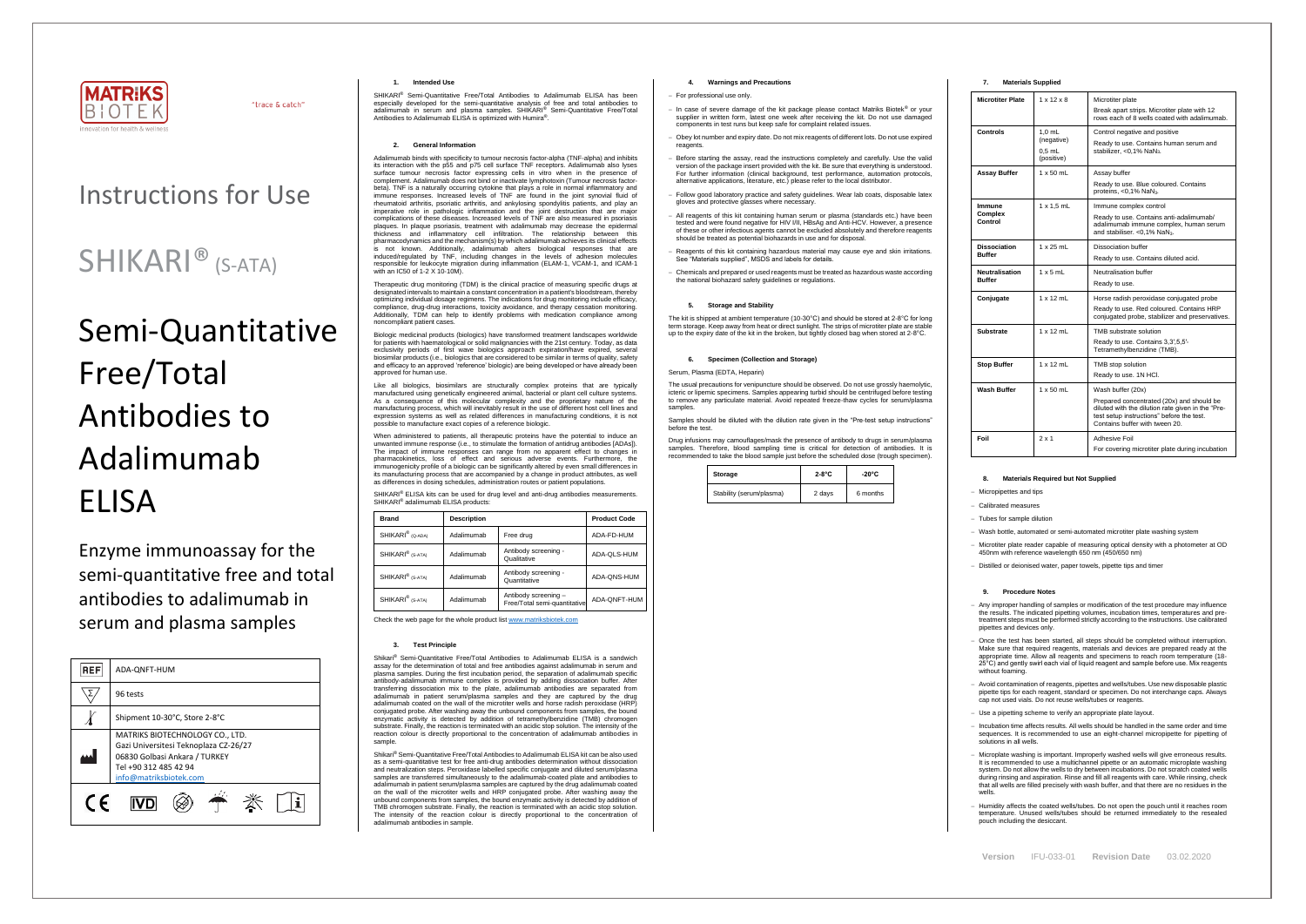MATRIKS BIOTEK

Innovation for health & wellness

"trace & catch"

# Instructions for Use

# SHIKARI® (S-ATA)

# Semi-Quantitative Free/Total Antibodies to Adalimumab ELISA

Enzyme immunoassay for the semi-quantitative free and total antibodies to adalimumab in serum and plasma samples

| REF | ADA-QNFT-HUM |
|---|---|
| Σ | 96 tests |
| Temperature | Shipment 10-30°C, Store 2-8°C |
| Manufacturer | MATRIKS BIOTECHNOLOGY CO., LTD.<br>Gazi Universitesi Teknoplaza CZ-26/27<br>06830 Golbasi Ankara / TURKEY<br>Tel +90 312 485 42 94<br>info@matriksbiotek.com |

CE IVD

## 1. Intended Use

SHIKARI® Semi-Quantitative Free/Total Antibodies to Adalimumab ELISA has been especially developed for the semi-quantitative analysis of free and total antibodies to adalimumab in serum and plasma samples. SHIKARI® Semi-Quantitative Free/Total Antibodies to Adalimumab ELISA is optimized with Humira®.

## 2. General Information

Adalimumab binds with specificity to tumour necrosis factor-alpha (TNF-alpha) and inhibits its interaction with the p55 and p75 cell surface TNF receptors. Adalimumab also lyses surface tumour necrosis factor expressing cells in vitro when in the presence of complement. Adalimumab does not bind or inactivate lymphotoxin (Tumour necrosis factor-beta). TNF is a naturally occurring cytokine that plays a role in normal inflammatory and immune responses. Increased levels of TNF are found in the joint synovial fluid of rheumatoid arthritis, psoriatic arthritis, and ankylosing spondylitis patients, and play an imperative role in pathologic inflammation and the joint destruction that are major complications of these diseases. Increased levels of TNF are also measured in psoriasis plaques. In plaque psoriasis, treatment with adalimumab may decrease the epidermal thickness and inflammatory cell infiltration. The relationship between this pharmacodynamics and the mechanism(s) by which adalimumab achieves its clinical effects is not known. Additionally, adalimumab alters biological responses that are induced/regulated by TNF, including changes in the levels of adhesion molecules responsible for leukocyte migration during inflammation (ELAM-1, VCAM-1, and ICAM-1 with an IC50 of 1-2 X 10-10M).

Therapeutic drug monitoring (TDM) is the clinical practice of measuring specific drugs at designated intervals to maintain a constant concentration in a patient's bloodstream, thereby optimizing individual dosage regimens. The indications for drug monitoring include efficacy, compliance, drug-drug interactions, toxicity avoidance, and therapy cessation monitoring. Additionally, TDM can help to identify problems with medication compliance among noncompliant patient cases.

Biologic medicinal products (biologics) have transformed treatment landscapes worldwide for patients with haematological or solid malignancies with the 21st century. Today, as data exclusivity periods of first wave biologics approach expiration/have expired, several biosimilar products (i.e., biologics that are considered to be similar in terms of quality, safety and efficacy to an approved 'reference' biologic) are being developed or have already been approved for human use.

Like all biologics, biosimilars are structurally complex proteins that are typically manufactured using genetically engineered animal, bacterial or plant cell culture systems. As a consequence of this molecular complexity and the proprietary nature of the manufacturing process, which will inevitably result in the use of different host cell lines and expression systems as well as related differences in manufacturing conditions, it is not possible to manufacture exact copies of a reference biologic.

When administered to patients, all therapeutic proteins have the potential to induce an unwanted immune response (i.e., to stimulate the formation of antidrug antibodies [ADAs]). The impact of immune responses can range from no apparent effect to changes in pharmacokinetics, loss of effect and serious adverse events. Furthermore, the immunogenicity profile of a biologic can be significantly altered by even small differences in its manufacturing process that are accompanied by a change in product attributes, as well as differences in dosing schedules, administration routes or patient populations.

SHIKARI® ELISA kits can be used for drug level and anti-drug antibodies measurements. SHIKARI® adalimumab ELISA products:

| Brand | Description | | Product Code |
|---|---|---|---|
| SHIKARI® (Q-ADA) | Adalimumab | Free drug | ADA-FD-HUM |
| SHIKARI® (S-ATA) | Adalimumab | Antibody screening - Qualitative | ADA-QLS-HUM |
| SHIKARI® (S-ATA) | Adalimumab | Antibody screening - Quantitative | ADA-QNS-HUM |
| SHIKARI® (S-ATA) | Adalimumab | Antibody screening – Free/Total semi-quantitative | ADA-QNFT-HUM |

Check the web page for the whole product list www.matriksbiotek.com

## 3. Test Principle

Shikari® Semi-Quantitative Free/Total Antibodies to Adalimumab ELISA is a sandwich assay for the determination of total and free antibodies against adalimumab in serum and plasma samples. During the first incubation period, the separation of adalimumab specific antibody-adalimumab immune complex is provided by adding dissociation buffer. After transferring dissociation mix to the plate, adalimumab antibodies are separated from adalimumab in patient serum/plasma samples and they are captured by the drug adalimumab coated on the wall of the microtiter wells and horse radish peroxidase (HRP) conjugated probe. After washing away the unbound components from samples, the bound enzymatic activity is detected by addition of tetramethylbenzidine (TMB) chromogen substrate. Finally, the reaction is terminated with an acidic stop solution. The intensity of the reaction colour is directly proportional to the concentration of adalimumab antibodies in sample.

Shikari® Semi-Quantitative Free/Total Antibodies to Adalimumab ELISA kit can be also used as a semi-quantitative test for free anti-drug antibodies determination without dissociation and neutralization steps. Peroxidase labelled specific conjugate and diluted serum/plasma samples are transferred simultaneously to the adalimumab-coated plate and antibodies to adalimumab in patient serum/plasma samples are captured by the drug adalimumab coated on the wall of the microtiter wells and HRP conjugated probe. After washing away the unbound components from samples, the bound enzymatic activity is detected by addition of TMB chromogen substrate. Finally, the reaction is terminated with an acidic stop solution. The intensity of the reaction colour is directly proportional to the concentration of adalimumab antibodies in sample.

## 4. Warnings and Precautions

- For professional use only.
- In case of severe damage of the kit package please contact Matriks Biotek® or your supplier in written form, latest one week after receiving the kit. Do not use damaged components in test runs but keep safe for complaint related issues.
- Obey lot number and expiry date. Do not mix reagents of different lots. Do not use expired reagents.
- Before starting the assay, read the instructions completely and carefully. Use the valid version of the package insert provided with the kit. Be sure that everything is understood. For further information (clinical background, test performance, automation protocols, alternative applications, literature, etc.) please refer to the local distributor.
- Follow good laboratory practice and safety guidelines. Wear lab coats, disposable latex gloves and protective glasses where necessary.
- All reagents of this kit containing human serum or plasma (standards etc.) have been tested and were found negative for HIV I/II, HBsAg and Anti-HCV. However, a presence of these or other infectious agents cannot be excluded absolutely and therefore reagents should be treated as potential biohazards in use and for disposal.
- Reagents of this kit containing hazardous material may cause eye and skin irritations. See "Materials supplied", MSDS and labels for details.
- Chemicals and prepared or used reagents must be treated as hazardous waste according the national biohazard safety guidelines or regulations.

## 5. Storage and Stability

The kit is shipped at ambient temperature (10-30°C) and should be stored at 2-8°C for long term storage. Keep away from heat or direct sunlight. The strips of microtiter plate are stable up to the expiry date of the kit in the broken, but tightly closed bag when stored at 2-8°C.

## 6. Specimen (Collection and Storage)

Serum, Plasma (EDTA, Heparin)

The usual precautions for venipuncture should be observed. Do not use grossly haemolytic, icteric or lipemic specimens. Samples appearing turbid should be centrifuged before testing to remove any particulate material. Avoid repeated freeze-thaw cycles for serum/plasma samples.

Samples should be diluted with the dilution rate given in the "Pre-test setup instructions" before the test.

Drug infusions may camouflages/mask the presence of antibody to drugs in serum/plasma samples. Therefore, blood sampling time is critical for detection of antibodies. It is recommended to take the blood sample just before the scheduled dose (trough specimen).

| Storage | 2-8°C | -20°C |
|---|---|---|
| Stability (serum/plasma) | 2 days | 6 months |

## 7. Materials Supplied

| | | |
|---|---|---|
| **Microtiter Plate** | 1 x 12 x 8 | Microtiter plate<br>Break apart strips. Microtiter plate with 12 rows each of 8 wells coated with adalimumab. |
| **Controls** | 1,0 mL (negative)<br>0,5 mL (positive) | Control negative and positive<br>Ready to use. Contains human serum and stabilizer, <0,1% $NaN_3$. |
| **Assay Buffer** | 1 x 50 mL | Assay buffer<br>Ready to use. Blue coloured. Contains proteins, <0,1% $NaN_3$. |
| **Immune Complex Control** | 1 x 1,5 mL | Immune complex control<br>Ready to use. Contains anti-adalimumab/ adalimumab immune complex, human serum and stabiliser. <0,1% $NaN_3$. |
| **Dissociation Buffer** | 1 x 25 mL | Dissociation buffer<br>Ready to use. Contains diluted acid. |
| **Neutralisation Buffer** | 1 x 5 mL | Neutralisation buffer<br>Ready to use. |
| **Conjugate** | 1 x 12 mL | Horse radish peroxidase conjugated probe<br>Ready to use. Red coloured. Contains HRP conjugated probe, stabilizer and preservatives. |
| **Substrate** | 1 x 12 mL | TMB substrate solution<br>Ready to use. Contains 3,3',5,5'-Tetramethylbenzidine (TMB). |
| **Stop Buffer** | 1 x 12 mL | TMB stop solution<br>Ready to use. 1N HCl. |
| **Wash Buffer** | 1 x 50 mL | Wash buffer (20x)<br>Prepared concentrated (20x) and should be diluted with the dilution rate given in the "Pre-test setup instructions" before the test. Contains buffer with tween 20. |
| **Foil** | 2 x 1 | Adhesive Foil<br>For covering microtiter plate during incubation |

## 8. Materials Required but Not Supplied

- Micropipettes and tips
- Calibrated measures
- Tubes for sample dilution
- Wash bottle, automated or semi-automated microtiter plate washing system
- Microtiter plate reader capable of measuring optical density with a photometer at OD 450nm with reference wavelength 650 nm (450/650 nm)
- Distilled or deionised water, paper towels, pipette tips and timer

## 9. Procedure Notes

- Any improper handling of samples or modification of the test procedure may influence the results. The indicated pipetting volumes, incubation times, temperatures and pre-treatment steps must be performed strictly according to the instructions. Use calibrated pipettes and devices only.
- Once the test has been started, all steps should be completed without interruption. Make sure that required reagents, materials and devices are prepared ready at the appropriate time. Allow all reagents and specimens to reach room temperature (18-25°C) and gently swirl each vial of liquid reagent and sample before use. Mix reagents without foaming.
- Avoid contamination of reagents, pipettes and wells/tubes. Use new disposable plastic pipette tips for each reagent, standard or specimen. Do not interchange caps. Always cap not used vials. Do not reuse wells/tubes or reagents.
- Use a pipetting scheme to verify an appropriate plate layout.
- Incubation time affects results. All wells should be handled in the same order and time sequences. It is recommended to use an eight-channel micropipette for pipetting of solutions in all wells.
- Microplate washing is important. Improperly washed wells will give erroneous results. It is recommended to use a multichannel pipette or an automatic microplate washing system. Do not allow the wells to dry between incubations. Do not scratch coated wells during rinsing and aspiration. Rinse and fill all reagents with care. While rinsing, check that all wells are filled precisely with wash buffer, and that there are no residues in the wells.
- Humidity affects the coated wells/tubes. Do not open the pouch until it reaches room temperature. Unused wells/tubes should be returned immediately to the resealed pouch including the desiccant.

Version IFU-033-01 Revision Date 03.02.2020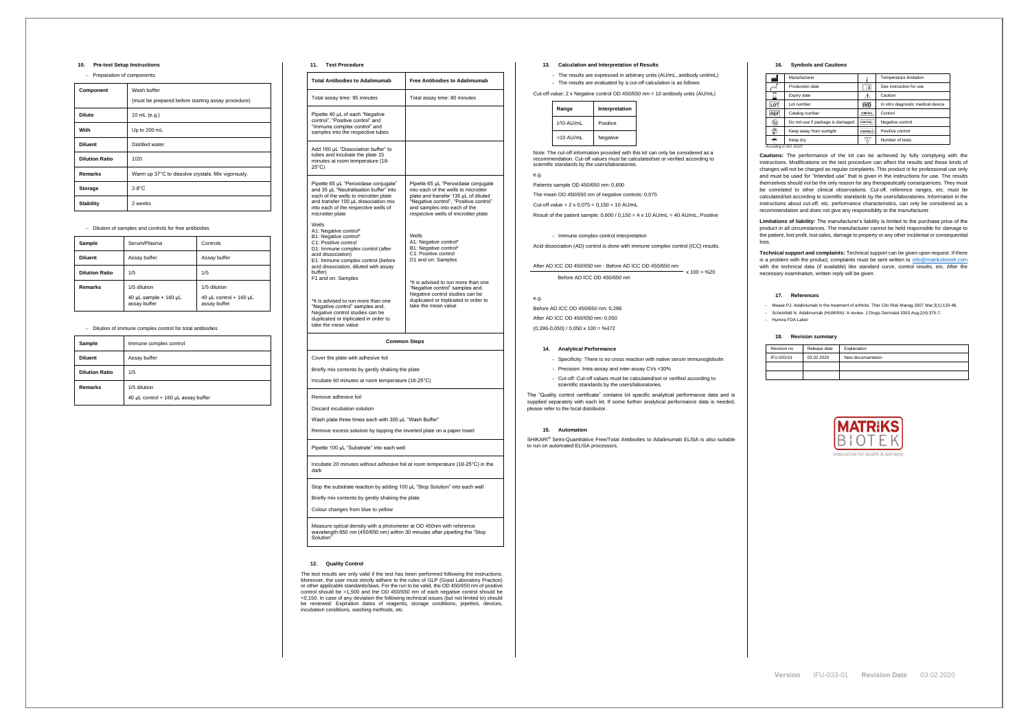## 10. Pre-test Setup Instructions

– Preparation of components

| Component | Wash buffer<br>(must be prepared before starting assay procedure) |
|---|---|
| **Dilute** | 10 mL (e.g.) |
| **With** | Up to 200 mL |
| **Diluent** | Distilled water |
| **Dilution Ratio** | 1/20 |
| **Remarks** | Warm up 37°C to dissolve crystals. Mix vigorously. |
| **Storage** | 2-8°C |
| **Stability** | 2 weeks |

– Dilution of samples and controls for free antibodies

| Sample | Serum/Plasma | Controls |
|---|---|---|
| **Diluent** | Assay buffer | Assay buffer |
| **Dilution Ratio** | 1/5 | 1/5 |
| **Remarks** | 1/5 dilution<br>40 µL sample + 160 µL assay buffer | 1/5 dilution<br>40 µL control + 160 µL assay buffer |

– Dilution of immune complex control for total antibodies

| Sample | Immune complex control |
|---|---|
| **Diluent** | Assay buffer |
| **Dilution Ratio** | 1/5 |
| **Remarks** | 1/5 dilution<br>40 µL control + 160 µL assay buffer |

## 11. Test Procedure

| Total Antibodies to Adalimumab | Free Antibodies to Adalimumab |
|---|---|
| Total assay time: 95 minutes | Total assay time: 80 minutes |
| Pipette 40 µL of each "Negative control", "Positive control" and "Immune complex control" and samples into the respective tubes | |
| Add 160 µL "Dissociation buffer" to tubes and incubate the plate 15 minutes at room temperature (18-25°C) | |
| Pipette 65 µL "Peroxidase conjugate" and 35 µL "Neutralisation buffer" into each of the wells to microtiter plate and transfer 100 µL dissociation mix into each of the respective wells of microtiter plate<br><br>Wells<br>A1: Negative control*<br>B1: Negative control*<br>C1: Positive control<br>D1: Immune complex control (after acid dissociation)<br>E1: Immune complex control (before acid dissociation, diluted with assay buffer)<br>F1 and on: Samples<br><br>*It is advised to run more than one "Negative control" samples and. Negative control studies can be duplicated or triplicated in order to take the mean value | Pipette 65 µL "Peroxidase conjugate into each of the wells to microtiter plate and transfer 135 µL of diluted "Negative control", "Positive control" and samples into each of the respective wells of microtiter plate<br><br>Wells<br>A1: Negative control*<br>B1: Negative control*<br>C1: Positive control<br>D1 and on: Samples<br><br>*It is advised to run more than one "Negative control" samples and. Negative control studies can be duplicated or triplicated in order to take the mean value |
| **Common Steps** | |
| Cover the plate with adhesive foil<br>Briefly mix contents by gently shaking the plate<br>Incubate 60 minutes at room temperature (18-25°C) | |
| Remove adhesive foil<br>Discard incubation solution<br>Wash plate three times each with 300 µL "Wash Buffer"<br>Remove excess solution by tapping the inverted plate on a paper towel | |
| Pipette 100 µL "Substrate" into each well | |
| Incubate 20 minutes without adhesive foil at room temperature (18-25°C) in the dark | |
| Stop the substrate reaction by adding 100 µL "Stop Solution" into each well<br>Briefly mix contents by gently shaking the plate<br>Colour changes from blue to yellow | |
| Measure optical density with a photometer at OD 450nm with reference wavelength 650 nm (450/650 nm) within 30 minutes after pipetting the "Stop Solution" | |

## 12. Quality Control

The test results are only valid if the test has been performed following the instructions. Moreover, the user must strictly adhere to the rules of GLP (Good Laboratory Practice) or other applicable standards/laws. For the run to be valid, the OD 450/650 nm of positive control should be >1,500 and the OD 450/650 nm of each negative control should be <0,150. In case of any deviation the following technical issues (but not limited to) should be reviewed: Expiration dates of reagents, storage conditions, pipettes, devices, incubation conditions, washing methods, etc.

## 13. Calculation and Interpretation of Results

– The results are expressed in arbitrary units (AU/mL, antibody unit/mL)
– The results are evaluated by a cut-off calculation is as follows

Cut-off value: 2 x Negative control OD 450/650 nm = 10 antibody units (AU/mL)

| Range | Interpretation |
|---|---|
| ≥10 AU/mL | Positive |
| <10 AU/mL | Negative |

Note: The cut-off information provided with this kit can only be considered as a recommendation. Cut-off values must be calculated/set or verified according to scientific standards by the users/laboratories.

e.g.

Patients sample OD 450/650 nm: 0,600

The mean OD 450/650 nm of negative controls: 0,075

Cut-off value = 2 x 0,075 = 0,150 = 10 AU/mL

Result of the patient sample: 0,600 / 0,150 = 4 x 10 AU/mL = 40 AU/mL, Positive

– Immune complex control interpretation

Acid dissociation (AD) control is done with immune complex control (ICC) results.

$$\frac{\text{After AD ICC OD 450/650 nm} - \text{Before AD ICC OD 450/650 nm}}{\text{Before AD ICC OD 450/650 nm}} \times 100 > \%20$$

e.g.

Before AD ICC OD 450/650 nm: 0,286

After AD ICC OD 450/650 nm: 0,050

(0,286-0,050) / 0,050 x 100 = %472

## 14. Analytical Performance

– Specificity: There is no cross reaction with native serum immunoglobulin
– Precision: Intra-assay and inter-assay CVs <30%
– Cut-off: Cut-off values must be calculated/set or verified according to scientific standards by the users/laboratories.

The "Quality control certificate" contains lot specific analytical performance data and is supplied separately with each kit. If some further analytical performance data is needed, please refer to the local distributor.

## 15. Automation

SHIKARI® Semi-Quantitative Free/Total Antibodies to Adalimumab ELISA is also suitable to run on automated ELISA processors.

## 16. Symbols and Cautions

| Symbol | Meaning | Symbol | Meaning |
|---|---|---|---|
| | Manufacturer | | Temperature limitation |
| | Production date | | See instruction for use |
| | Expiry date | | Caution |
| LOT | Lot number | IVD | In vitro diagnostic medical device |
| REF | Catalog number | CONTROL | Control |
| | Do not use if package is damaged | CONTROL – | Negative control |
| | Keep away from sunlight | CONTROL + | Positive control |
| | Keep dry | | Number of tests |

According to ISO 15223

**Cautions:** The performance of the kit can be achieved by fully complying with the instructions. Modifications on the test procedure can affect the results and these kinds of changes will not be charged as regular complaints. This product is for professional use only and must be used for "Intended use" that is given in the instructions for use. The results themselves should not be the only reason for any therapeutically consequences. They must be correlated to other clinical observations. Cut-off, reference ranges, etc. must be calculated/set according to scientific standards by the users/laboratories. Information in the instructions about cut-off, etc. performance characteristics, can only be considered as a recommendation and does not give any responsibility to the manufacturer.

**Limitations of liability:** The manufacturer's liability is limited to the purchase price of the product in all circumstances. The manufacturer cannot be held responsible for damage to the patient, lost profit, lost sales, damage to property or any other incidental or consequential loss.

**Technical support and complaints:** Technical support can be given upon request. If there is a problem with the product, complaints must be sent written to info@matriksbiotek.com with the technical data (if available) like standard curve, control results, etc. After the necessary examination, written reply will be given.

## 17. References

– Mease PJ. Adalimumab in the treatment of arthritis. Ther Clin Risk Manag 2007 Mar;3(1):133-48.
– Scheinfeld N. Adalimumab (HUMIRA): A review. J Drugs Dermatol 2003 Aug;2(4):375-7.
– Humira FDA Label

## 18. Revision summary

| Revision no | Release date | Explanation |
|---|---|---|
| IFU-033-01 | 03.02.2020 | New documantation |
| | | |
| | | |

MATRIKS BIOTEK
innovation for health & wellness

**Version** IFU-033-01 **Revision Date** 03.02.2020